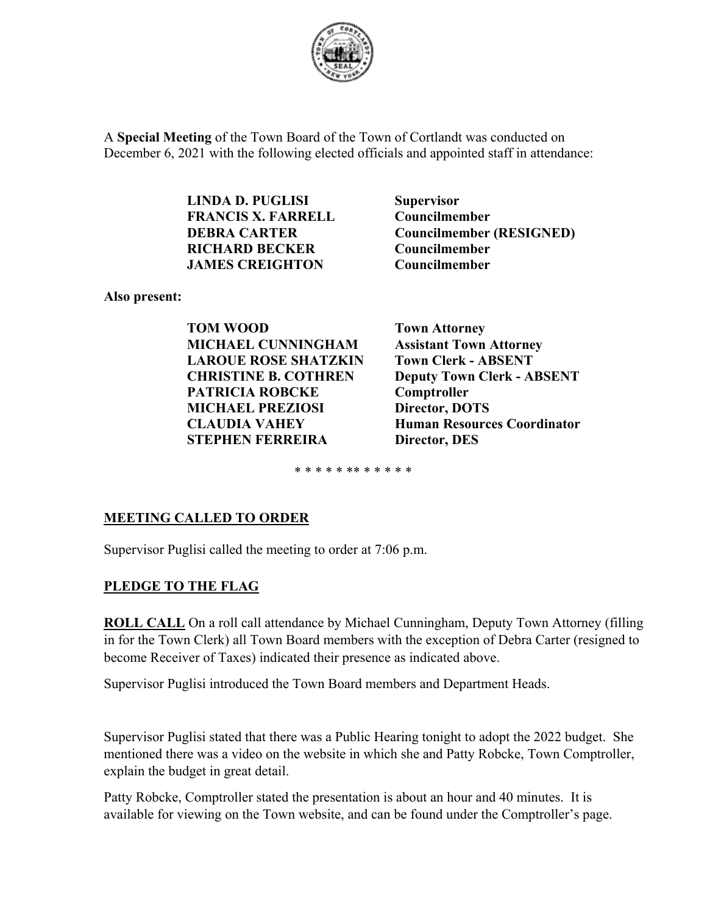A **Special Meeting** of the Town Board of the Town of Cortlandt was conducted on December 6, 2021 with the following elected officials and appointed staff in attendance:

| | |
|---|---|
| **LINDA D. PUGLISI** | **Supervisor** |
| **FRANCIS X. FARRELL** | **Councilmember** |
| **DEBRA CARTER** | **Councilmember (RESIGNED)** |
| **RICHARD BECKER** | **Councilmember** |
| **JAMES CREIGHTON** | **Councilmember** |

**Also present:**

| | |
|---|---|
| **TOM WOOD** | **Town Attorney** |
| **MICHAEL CUNNINGHAM** | **Assistant Town Attorney** |
| **LAROUE ROSE SHATZKIN** | **Town Clerk - ABSENT** |
| **CHRISTINE B. COTHREN** | **Deputy Town Clerk - ABSENT** |
| **PATRICIA ROBCKE** | **Comptroller** |
| **MICHAEL PREZIOSI** | **Director, DOTS** |
| **CLAUDIA VAHEY** | **Human Resources Coordinator** |
| **STEPHEN FERREIRA** | **Director, DES** |

* * * * * ** * * * * *

## MEETING CALLED TO ORDER

Supervisor Puglisi called the meeting to order at 7:06 p.m.

## PLEDGE TO THE FLAG

**ROLL CALL** On a roll call attendance by Michael Cunningham, Deputy Town Attorney (filling in for the Town Clerk) all Town Board members with the exception of Debra Carter (resigned to become Receiver of Taxes) indicated their presence as indicated above.

Supervisor Puglisi introduced the Town Board members and Department Heads.

Supervisor Puglisi stated that there was a Public Hearing tonight to adopt the 2022 budget. She mentioned there was a video on the website in which she and Patty Robcke, Town Comptroller, explain the budget in great detail.

Patty Robcke, Comptroller stated the presentation is about an hour and 40 minutes. It is available for viewing on the Town website, and can be found under the Comptroller's page.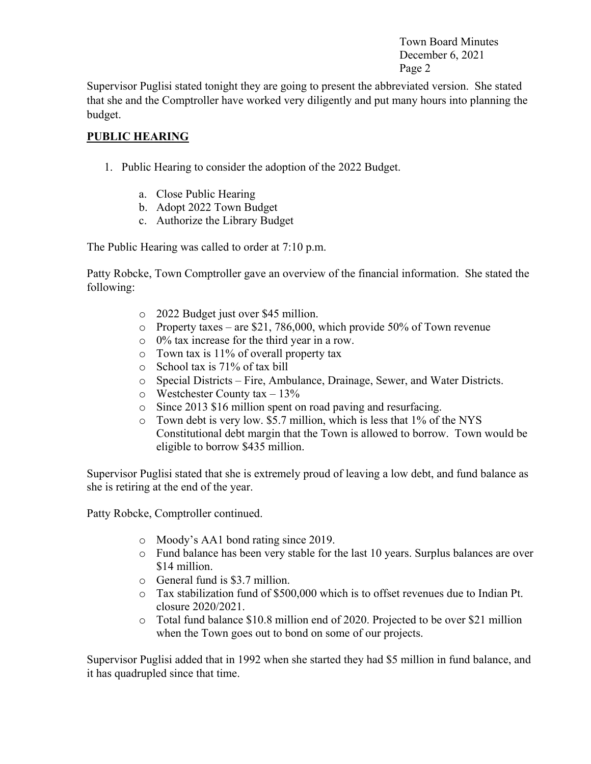Supervisor Puglisi stated tonight they are going to present the abbreviated version. She stated that she and the Comptroller have worked very diligently and put many hours into planning the budget.

## PUBLIC HEARING

1. Public Hearing to consider the adoption of the 2022 Budget.

    a. Close Public Hearing
    b. Adopt 2022 Town Budget
    c. Authorize the Library Budget

The Public Hearing was called to order at 7:10 p.m.

Patty Robcke, Town Comptroller gave an overview of the financial information. She stated the following:

- 2022 Budget just over $45 million.
- Property taxes – are $21, 786,000, which provide 50% of Town revenue
- 0% tax increase for the third year in a row.
- Town tax is 11% of overall property tax
- School tax is 71% of tax bill
- Special Districts – Fire, Ambulance, Drainage, Sewer, and Water Districts.
- Westchester County tax – 13%
- Since 2013 $16 million spent on road paving and resurfacing.
- Town debt is very low. $5.7 million, which is less that 1% of the NYS Constitutional debt margin that the Town is allowed to borrow. Town would be eligible to borrow $435 million.

Supervisor Puglisi stated that she is extremely proud of leaving a low debt, and fund balance as she is retiring at the end of the year.

Patty Robcke, Comptroller continued.

- Moody's AA1 bond rating since 2019.
- Fund balance has been very stable for the last 10 years. Surplus balances are over $14 million.
- General fund is $3.7 million.
- Tax stabilization fund of $500,000 which is to offset revenues due to Indian Pt. closure 2020/2021.
- Total fund balance $10.8 million end of 2020. Projected to be over $21 million when the Town goes out to bond on some of our projects.

Supervisor Puglisi added that in 1992 when she started they had $5 million in fund balance, and it has quadrupled since that time.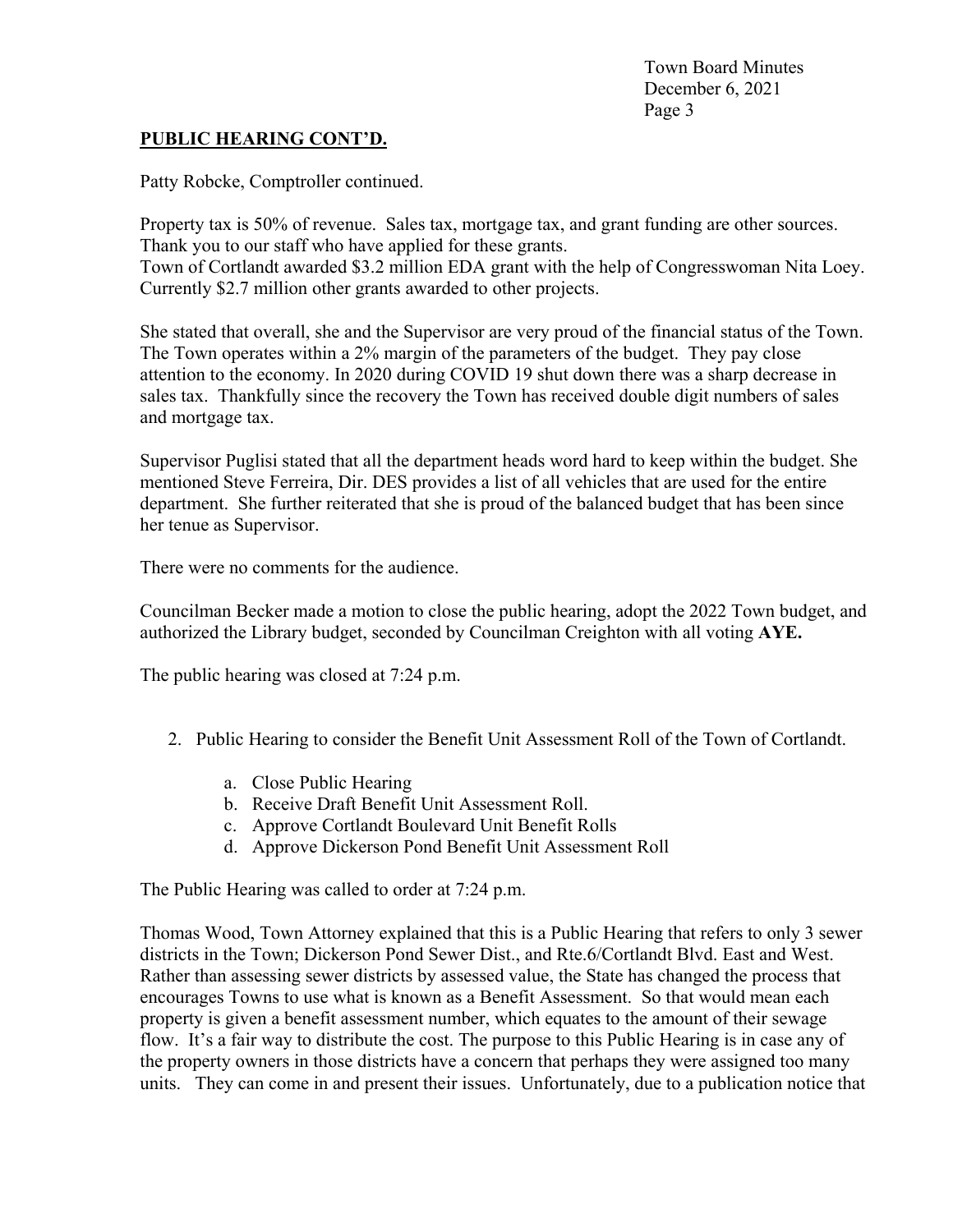**PUBLIC HEARING CONT'D.**

Patty Robcke, Comptroller continued.

Property tax is 50% of revenue. Sales tax, mortgage tax, and grant funding are other sources. Thank you to our staff who have applied for these grants.
Town of Cortlandt awarded $3.2 million EDA grant with the help of Congresswoman Nita Loey. Currently $2.7 million other grants awarded to other projects.

She stated that overall, she and the Supervisor are very proud of the financial status of the Town. The Town operates within a 2% margin of the parameters of the budget. They pay close attention to the economy. In 2020 during COVID 19 shut down there was a sharp decrease in sales tax. Thankfully since the recovery the Town has received double digit numbers of sales and mortgage tax.

Supervisor Puglisi stated that all the department heads word hard to keep within the budget. She mentioned Steve Ferreira, Dir. DES provides a list of all vehicles that are used for the entire department. She further reiterated that she is proud of the balanced budget that has been since her tenue as Supervisor.

There were no comments for the audience.

Councilman Becker made a motion to close the public hearing, adopt the 2022 Town budget, and authorized the Library budget, seconded by Councilman Creighton with all voting **AYE.**

The public hearing was closed at 7:24 p.m.

2. Public Hearing to consider the Benefit Unit Assessment Roll of the Town of Cortlandt.

   a. Close Public Hearing
   b. Receive Draft Benefit Unit Assessment Roll.
   c. Approve Cortlandt Boulevard Unit Benefit Rolls
   d. Approve Dickerson Pond Benefit Unit Assessment Roll

The Public Hearing was called to order at 7:24 p.m.

Thomas Wood, Town Attorney explained that this is a Public Hearing that refers to only 3 sewer districts in the Town; Dickerson Pond Sewer Dist., and Rte.6/Cortlandt Blvd. East and West. Rather than assessing sewer districts by assessed value, the State has changed the process that encourages Towns to use what is known as a Benefit Assessment. So that would mean each property is given a benefit assessment number, which equates to the amount of their sewage flow. It's a fair way to distribute the cost. The purpose to this Public Hearing is in case any of the property owners in those districts have a concern that perhaps they were assigned too many units. They can come in and present their issues. Unfortunately, due to a publication notice that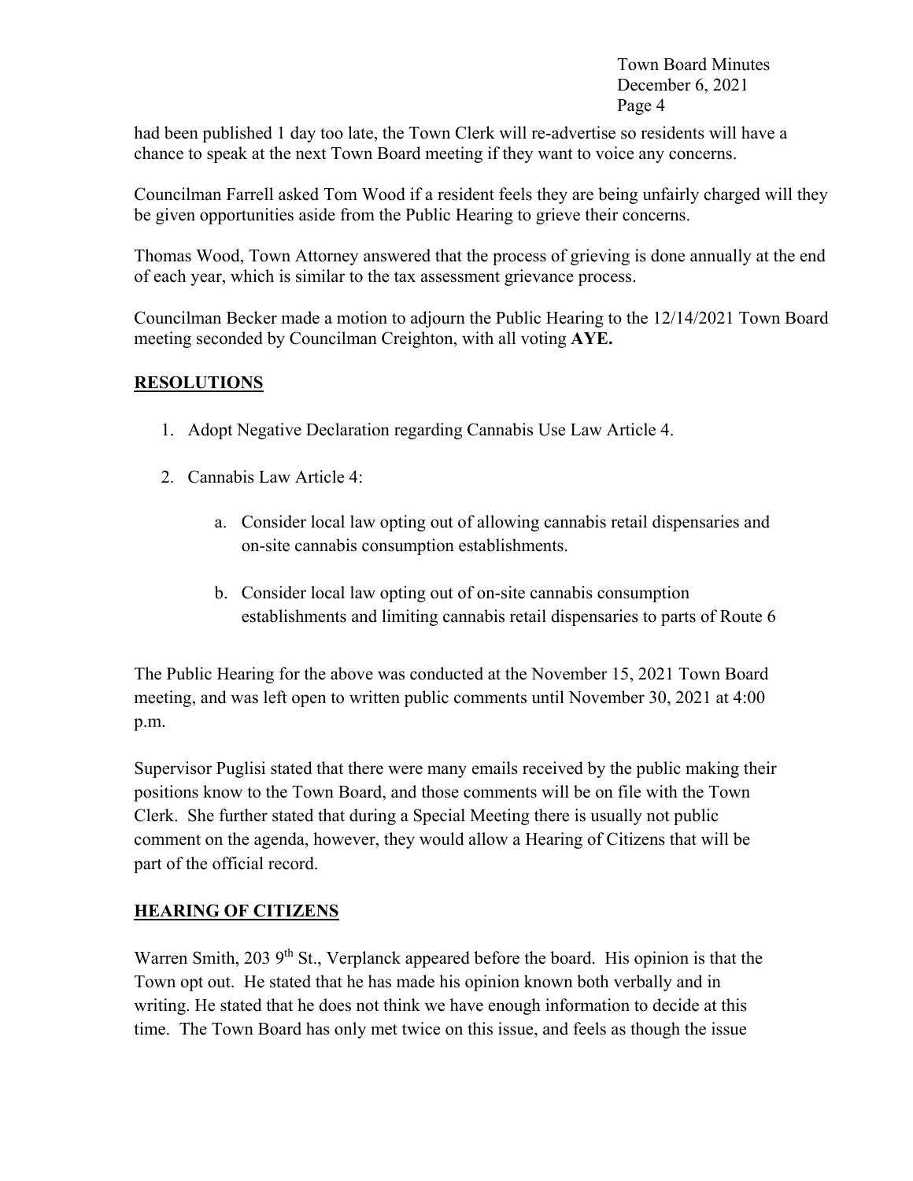had been published 1 day too late, the Town Clerk will re-advertise so residents will have a chance to speak at the next Town Board meeting if they want to voice any concerns.

Councilman Farrell asked Tom Wood if a resident feels they are being unfairly charged will they be given opportunities aside from the Public Hearing to grieve their concerns.

Thomas Wood, Town Attorney answered that the process of grieving is done annually at the end of each year, which is similar to the tax assessment grievance process.

Councilman Becker made a motion to adjourn the Public Hearing to the 12/14/2021 Town Board meeting seconded by Councilman Creighton, with all voting **AYE.**

## RESOLUTIONS

1. Adopt Negative Declaration regarding Cannabis Use Law Article 4.
2. Cannabis Law Article 4:
   a. Consider local law opting out of allowing cannabis retail dispensaries and on-site cannabis consumption establishments.
   b. Consider local law opting out of on-site cannabis consumption establishments and limiting cannabis retail dispensaries to parts of Route 6

The Public Hearing for the above was conducted at the November 15, 2021 Town Board meeting, and was left open to written public comments until November 30, 2021 at 4:00 p.m.

Supervisor Puglisi stated that there were many emails received by the public making their positions know to the Town Board, and those comments will be on file with the Town Clerk. She further stated that during a Special Meeting there is usually not public comment on the agenda, however, they would allow a Hearing of Citizens that will be part of the official record.

## HEARING OF CITIZENS

Warren Smith, 203 9th St., Verplanck appeared before the board. His opinion is that the Town opt out. He stated that he has made his opinion known both verbally and in writing. He stated that he does not think we have enough information to decide at this time. The Town Board has only met twice on this issue, and feels as though the issue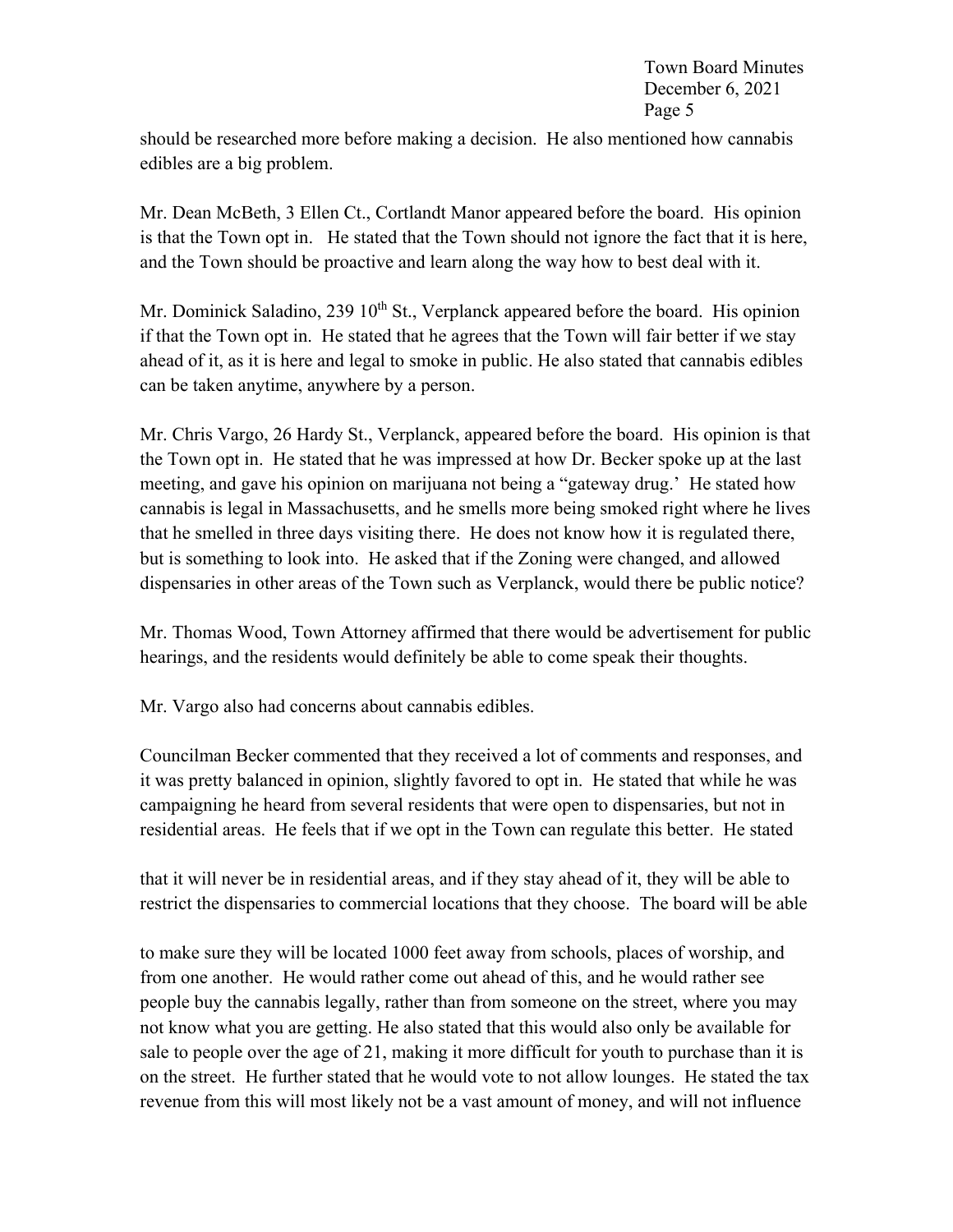should be researched more before making a decision. He also mentioned how cannabis edibles are a big problem.

Mr. Dean McBeth, 3 Ellen Ct., Cortlandt Manor appeared before the board. His opinion is that the Town opt in. He stated that the Town should not ignore the fact that it is here, and the Town should be proactive and learn along the way how to best deal with it.

Mr. Dominick Saladino, 239 10th St., Verplanck appeared before the board. His opinion if that the Town opt in. He stated that he agrees that the Town will fair better if we stay ahead of it, as it is here and legal to smoke in public. He also stated that cannabis edibles can be taken anytime, anywhere by a person.

Mr. Chris Vargo, 26 Hardy St., Verplanck, appeared before the board. His opinion is that the Town opt in. He stated that he was impressed at how Dr. Becker spoke up at the last meeting, and gave his opinion on marijuana not being a "gateway drug.' He stated how cannabis is legal in Massachusetts, and he smells more being smoked right where he lives that he smelled in three days visiting there. He does not know how it is regulated there, but is something to look into. He asked that if the Zoning were changed, and allowed dispensaries in other areas of the Town such as Verplanck, would there be public notice?

Mr. Thomas Wood, Town Attorney affirmed that there would be advertisement for public hearings, and the residents would definitely be able to come speak their thoughts.

Mr. Vargo also had concerns about cannabis edibles.

Councilman Becker commented that they received a lot of comments and responses, and it was pretty balanced in opinion, slightly favored to opt in. He stated that while he was campaigning he heard from several residents that were open to dispensaries, but not in residential areas. He feels that if we opt in the Town can regulate this better. He stated that it will never be in residential areas, and if they stay ahead of it, they will be able to restrict the dispensaries to commercial locations that they choose. The board will be able to make sure they will be located 1000 feet away from schools, places of worship, and from one another. He would rather come out ahead of this, and he would rather see people buy the cannabis legally, rather than from someone on the street, where you may not know what you are getting. He also stated that this would also only be available for sale to people over the age of 21, making it more difficult for youth to purchase than it is on the street. He further stated that he would vote to not allow lounges. He stated the tax revenue from this will most likely not be a vast amount of money, and will not influence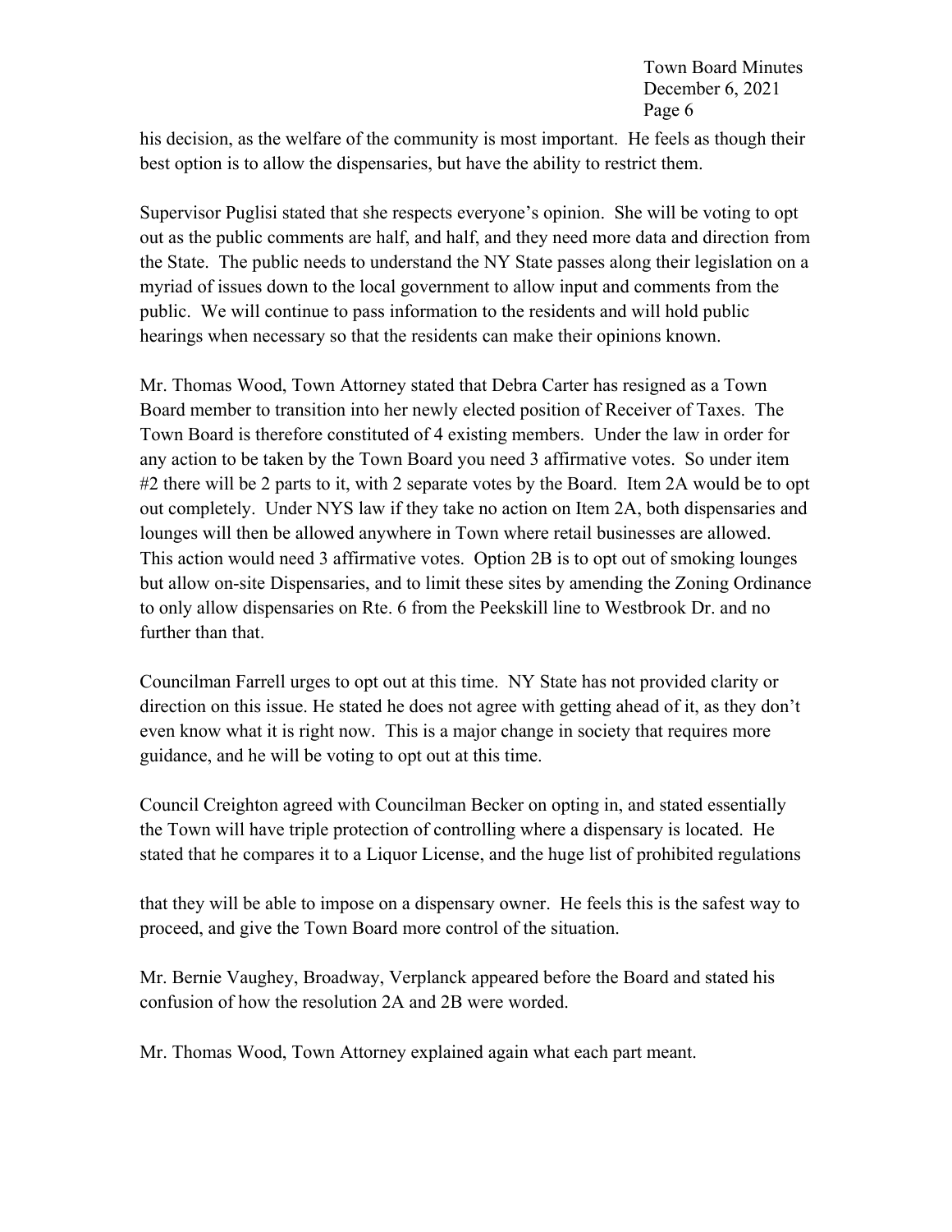his decision, as the welfare of the community is most important. He feels as though their best option is to allow the dispensaries, but have the ability to restrict them.

Supervisor Puglisi stated that she respects everyone's opinion. She will be voting to opt out as the public comments are half, and half, and they need more data and direction from the State. The public needs to understand the NY State passes along their legislation on a myriad of issues down to the local government to allow input and comments from the public. We will continue to pass information to the residents and will hold public hearings when necessary so that the residents can make their opinions known.

Mr. Thomas Wood, Town Attorney stated that Debra Carter has resigned as a Town Board member to transition into her newly elected position of Receiver of Taxes. The Town Board is therefore constituted of 4 existing members. Under the law in order for any action to be taken by the Town Board you need 3 affirmative votes. So under item #2 there will be 2 parts to it, with 2 separate votes by the Board. Item 2A would be to opt out completely. Under NYS law if they take no action on Item 2A, both dispensaries and lounges will then be allowed anywhere in Town where retail businesses are allowed. This action would need 3 affirmative votes. Option 2B is to opt out of smoking lounges but allow on-site Dispensaries, and to limit these sites by amending the Zoning Ordinance to only allow dispensaries on Rte. 6 from the Peekskill line to Westbrook Dr. and no further than that.

Councilman Farrell urges to opt out at this time. NY State has not provided clarity or direction on this issue. He stated he does not agree with getting ahead of it, as they don't even know what it is right now. This is a major change in society that requires more guidance, and he will be voting to opt out at this time.

Council Creighton agreed with Councilman Becker on opting in, and stated essentially the Town will have triple protection of controlling where a dispensary is located. He stated that he compares it to a Liquor License, and the huge list of prohibited regulations that they will be able to impose on a dispensary owner. He feels this is the safest way to proceed, and give the Town Board more control of the situation.

Mr. Bernie Vaughey, Broadway, Verplanck appeared before the Board and stated his confusion of how the resolution 2A and 2B were worded.

Mr. Thomas Wood, Town Attorney explained again what each part meant.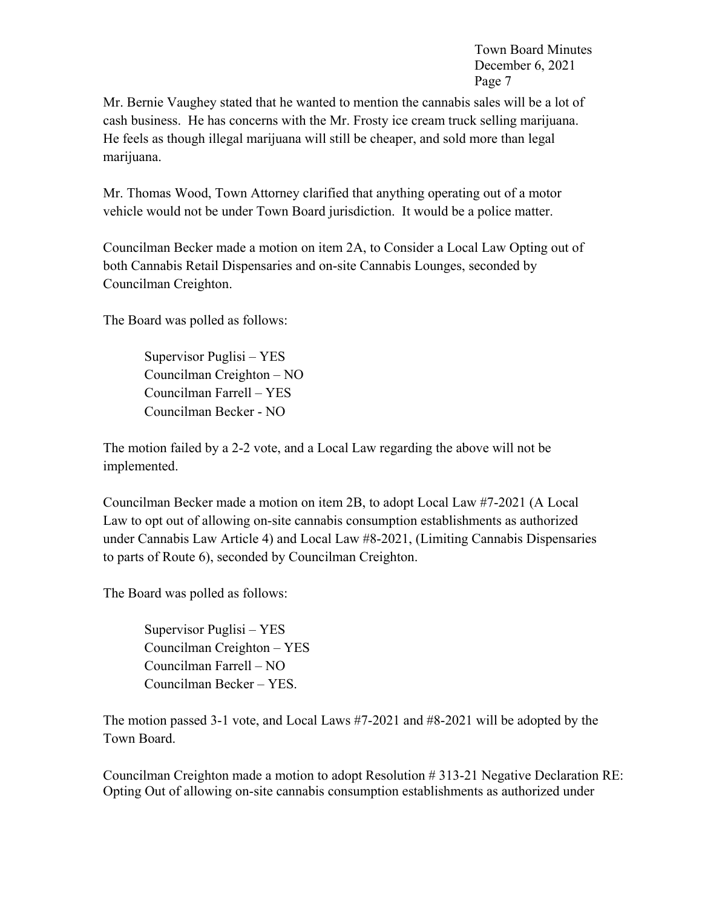Mr. Bernie Vaughey stated that he wanted to mention the cannabis sales will be a lot of cash business. He has concerns with the Mr. Frosty ice cream truck selling marijuana. He feels as though illegal marijuana will still be cheaper, and sold more than legal marijuana.

Mr. Thomas Wood, Town Attorney clarified that anything operating out of a motor vehicle would not be under Town Board jurisdiction. It would be a police matter.

Councilman Becker made a motion on item 2A, to Consider a Local Law Opting out of both Cannabis Retail Dispensaries and on-site Cannabis Lounges, seconded by Councilman Creighton.

The Board was polled as follows:

Supervisor Puglisi – YES
Councilman Creighton – NO
Councilman Farrell – YES
Councilman Becker - NO

The motion failed by a 2-2 vote, and a Local Law regarding the above will not be implemented.

Councilman Becker made a motion on item 2B, to adopt Local Law #7-2021 (A Local Law to opt out of allowing on-site cannabis consumption establishments as authorized under Cannabis Law Article 4) and Local Law #8-2021, (Limiting Cannabis Dispensaries to parts of Route 6), seconded by Councilman Creighton.

The Board was polled as follows:

Supervisor Puglisi – YES
Councilman Creighton – YES
Councilman Farrell – NO
Councilman Becker – YES.

The motion passed 3-1 vote, and Local Laws #7-2021 and #8-2021 will be adopted by the Town Board.

Councilman Creighton made a motion to adopt Resolution # 313-21 Negative Declaration RE: Opting Out of allowing on-site cannabis consumption establishments as authorized under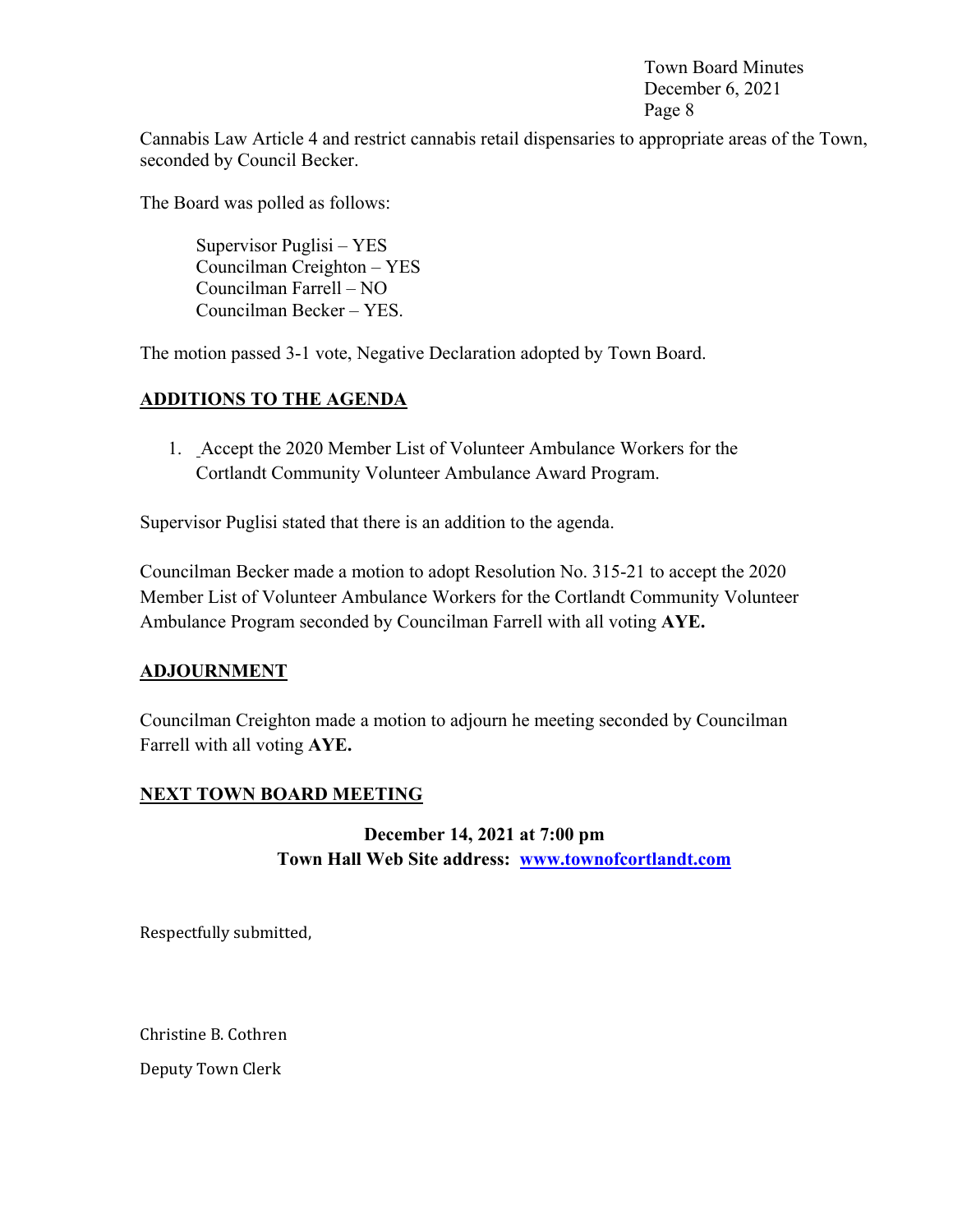Cannabis Law Article 4 and restrict cannabis retail dispensaries to appropriate areas of the Town, seconded by Council Becker.

The Board was polled as follows:

Supervisor Puglisi – YES
Councilman Creighton – YES
Councilman Farrell – NO
Councilman Becker – YES.

The motion passed 3-1 vote, Negative Declaration adopted by Town Board.

## ADDITIONS TO THE AGENDA

1. Accept the 2020 Member List of Volunteer Ambulance Workers for the Cortlandt Community Volunteer Ambulance Award Program.

Supervisor Puglisi stated that there is an addition to the agenda.

Councilman Becker made a motion to adopt Resolution No. 315-21 to accept the 2020 Member List of Volunteer Ambulance Workers for the Cortlandt Community Volunteer Ambulance Program seconded by Councilman Farrell with all voting **AYE.**

## ADJOURNMENT

Councilman Creighton made a motion to adjourn he meeting seconded by Councilman Farrell with all voting **AYE.**

## NEXT TOWN BOARD MEETING

**December 14, 2021 at 7:00 pm**
**Town Hall Web Site address: www.townofcortlandt.com**

Respectfully submitted,

Christine B. Cothren

Deputy Town Clerk